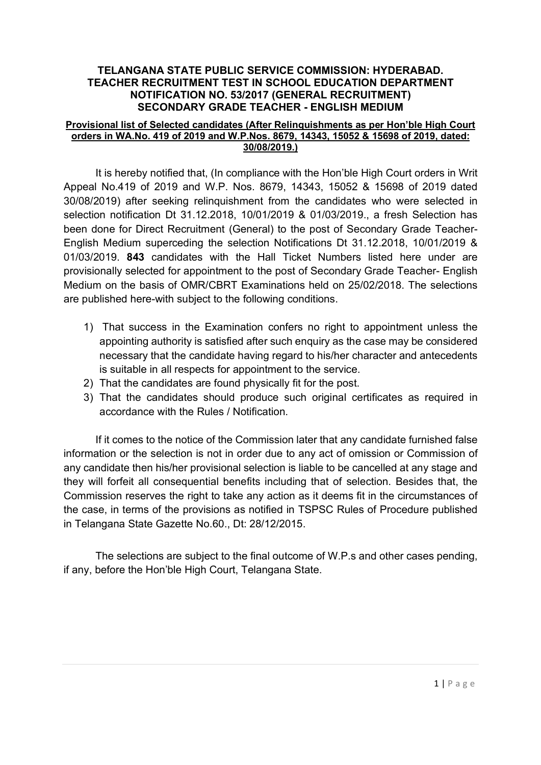# TELANGANA STATE PUBLIC SERVICE COMMISSION: HYDERABAD.
# TEACHER RECRUITMENT TEST IN SCHOOL EDUCATION DEPARTMENT
# NOTIFICATION NO. 53/2017 (GENERAL RECRUITMENT)
# SECONDARY GRADE TEACHER - ENGLISH MEDIUM

**Provisional list of Selected candidates (After Relinquishments as per Hon'ble High Court orders in WA.No. 419 of 2019 and W.P.Nos. 8679, 14343, 15052 & 15698 of 2019, dated: 30/08/2019.)**

It is hereby notified that, (In compliance with the Hon'ble High Court orders in Writ Appeal No.419 of 2019 and W.P. Nos. 8679, 14343, 15052 & 15698 of 2019 dated 30/08/2019) after seeking relinquishment from the candidates who were selected in selection notification Dt 31.12.2018, 10/01/2019 & 01/03/2019., a fresh Selection has been done for Direct Recruitment (General) to the post of Secondary Grade Teacher- English Medium superceding the selection Notifications Dt 31.12.2018, 10/01/2019 & 01/03/2019. **843** candidates with the Hall Ticket Numbers listed here under are provisionally selected for appointment to the post of Secondary Grade Teacher- English Medium on the basis of OMR/CBRT Examinations held on 25/02/2018. The selections are published here-with subject to the following conditions.

1) That success in the Examination confers no right to appointment unless the appointing authority is satisfied after such enquiry as the case may be considered necessary that the candidate having regard to his/her character and antecedents is suitable in all respects for appointment to the service.
2) That the candidates are found physically fit for the post.
3) That the candidates should produce such original certificates as required in accordance with the Rules / Notification.

If it comes to the notice of the Commission later that any candidate furnished false information or the selection is not in order due to any act of omission or Commission of any candidate then his/her provisional selection is liable to be cancelled at any stage and they will forfeit all consequential benefits including that of selection. Besides that, the Commission reserves the right to take any action as it deems fit in the circumstances of the case, in terms of the provisions as notified in TSPSC Rules of Procedure published in Telangana State Gazette No.60., Dt: 28/12/2015.

The selections are subject to the final outcome of W.P.s and other cases pending, if any, before the Hon'ble High Court, Telangana State.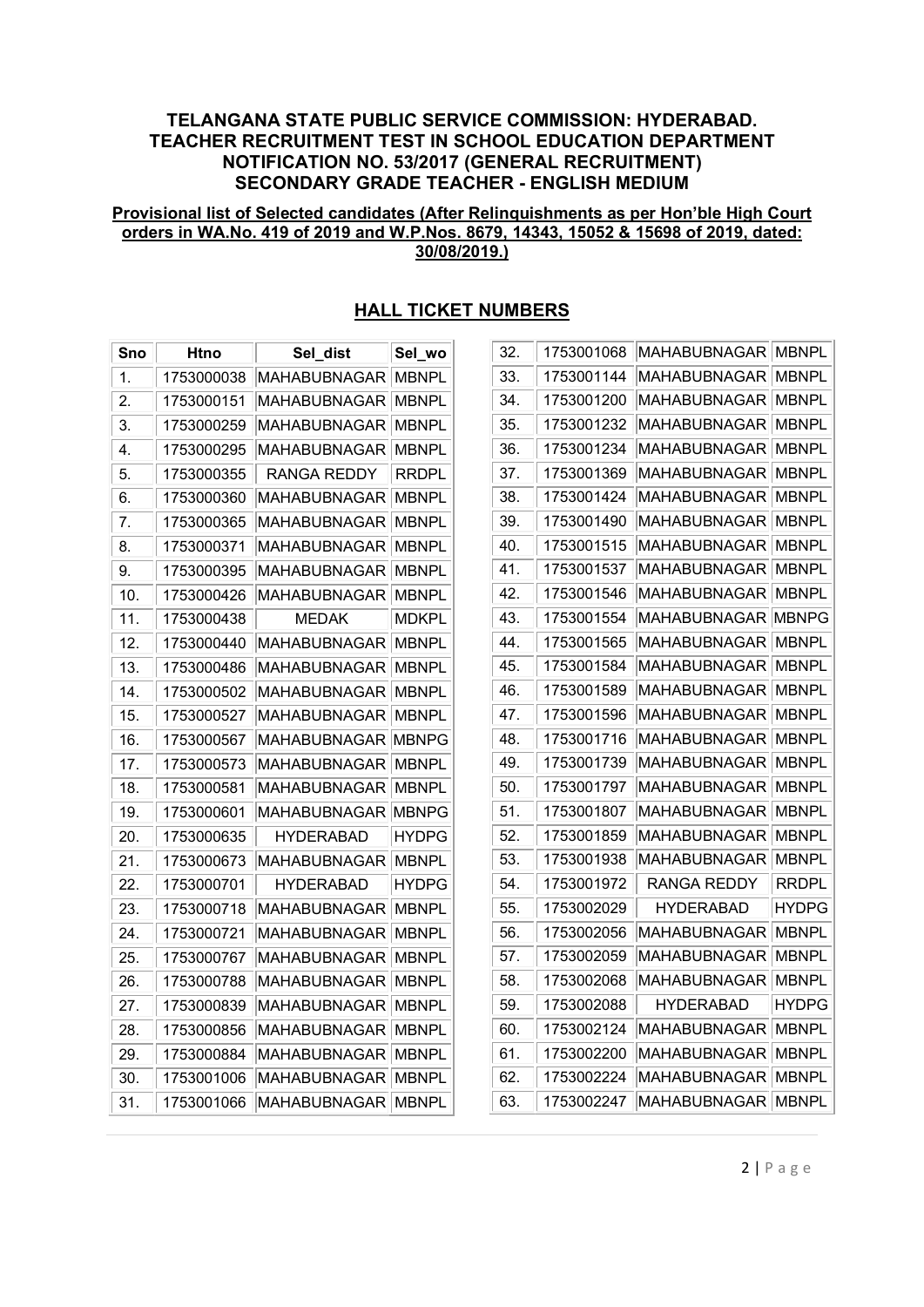## TELANGANA STATE PUBLIC SERVICE COMMISSION: HYDERABAD.
## TEACHER RECRUITMENT TEST IN SCHOOL EDUCATION DEPARTMENT
## NOTIFICATION NO. 53/2017 (GENERAL RECRUITMENT)
## SECONDARY GRADE TEACHER - ENGLISH MEDIUM

**Provisional list of Selected candidates (After Relinquishments as per Hon'ble High Court orders in WA.No. 419 of 2019 and W.P.Nos. 8679, 14343, 15052 & 15698 of 2019, dated: 30/08/2019.)**

### HALL TICKET NUMBERS

| Sno | Htno | Sel_dist | Sel_wo |
|---|---|---|---|
| 1. | 1753000038 | MAHABUBNAGAR | MBNPL |
| 2. | 1753000151 | MAHABUBNAGAR | MBNPL |
| 3. | 1753000259 | MAHABUBNAGAR | MBNPL |
| 4. | 1753000295 | MAHABUBNAGAR | MBNPL |
| 5. | 1753000355 | RANGA REDDY | RRDPL |
| 6. | 1753000360 | MAHABUBNAGAR | MBNPL |
| 7. | 1753000365 | MAHABUBNAGAR | MBNPL |
| 8. | 1753000371 | MAHABUBNAGAR | MBNPL |
| 9. | 1753000395 | MAHABUBNAGAR | MBNPL |
| 10. | 1753000426 | MAHABUBNAGAR | MBNPL |
| 11. | 1753000438 | MEDAK | MDKPL |
| 12. | 1753000440 | MAHABUBNAGAR | MBNPL |
| 13. | 1753000486 | MAHABUBNAGAR | MBNPL |
| 14. | 1753000502 | MAHABUBNAGAR | MBNPL |
| 15. | 1753000527 | MAHABUBNAGAR | MBNPL |
| 16. | 1753000567 | MAHABUBNAGAR | MBNPG |
| 17. | 1753000573 | MAHABUBNAGAR | MBNPL |
| 18. | 1753000581 | MAHABUBNAGAR | MBNPL |
| 19. | 1753000601 | MAHABUBNAGAR | MBNPG |
| 20. | 1753000635 | HYDERABAD | HYDPG |
| 21. | 1753000673 | MAHABUBNAGAR | MBNPL |
| 22. | 1753000701 | HYDERABAD | HYDPG |
| 23. | 1753000718 | MAHABUBNAGAR | MBNPL |
| 24. | 1753000721 | MAHABUBNAGAR | MBNPL |
| 25. | 1753000767 | MAHABUBNAGAR | MBNPL |
| 26. | 1753000788 | MAHABUBNAGAR | MBNPL |
| 27. | 1753000839 | MAHABUBNAGAR | MBNPL |
| 28. | 1753000856 | MAHABUBNAGAR | MBNPL |
| 29. | 1753000884 | MAHABUBNAGAR | MBNPL |
| 30. | 1753001006 | MAHABUBNAGAR | MBNPL |
| 31. | 1753001066 | MAHABUBNAGAR | MBNPL |
| 32. | 1753001068 | MAHABUBNAGAR | MBNPL |
| 33. | 1753001144 | MAHABUBNAGAR | MBNPL |
| 34. | 1753001200 | MAHABUBNAGAR | MBNPL |
| 35. | 1753001232 | MAHABUBNAGAR | MBNPL |
| 36. | 1753001234 | MAHABUBNAGAR | MBNPL |
| 37. | 1753001369 | MAHABUBNAGAR | MBNPL |
| 38. | 1753001424 | MAHABUBNAGAR | MBNPL |
| 39. | 1753001490 | MAHABUBNAGAR | MBNPL |
| 40. | 1753001515 | MAHABUBNAGAR | MBNPL |
| 41. | 1753001537 | MAHABUBNAGAR | MBNPL |
| 42. | 1753001546 | MAHABUBNAGAR | MBNPL |
| 43. | 1753001554 | MAHABUBNAGAR | MBNPG |
| 44. | 1753001565 | MAHABUBNAGAR | MBNPL |
| 45. | 1753001584 | MAHABUBNAGAR | MBNPL |
| 46. | 1753001589 | MAHABUBNAGAR | MBNPL |
| 47. | 1753001596 | MAHABUBNAGAR | MBNPL |
| 48. | 1753001716 | MAHABUBNAGAR | MBNPL |
| 49. | 1753001739 | MAHABUBNAGAR | MBNPL |
| 50. | 1753001797 | MAHABUBNAGAR | MBNPL |
| 51. | 1753001807 | MAHABUBNAGAR | MBNPL |
| 52. | 1753001859 | MAHABUBNAGAR | MBNPL |
| 53. | 1753001938 | MAHABUBNAGAR | MBNPL |
| 54. | 1753001972 | RANGA REDDY | RRDPL |
| 55. | 1753002029 | HYDERABAD | HYDPG |
| 56. | 1753002056 | MAHABUBNAGAR | MBNPL |
| 57. | 1753002059 | MAHABUBNAGAR | MBNPL |
| 58. | 1753002068 | MAHABUBNAGAR | MBNPL |
| 59. | 1753002088 | HYDERABAD | HYDPG |
| 60. | 1753002124 | MAHABUBNAGAR | MBNPL |
| 61. | 1753002200 | MAHABUBNAGAR | MBNPL |
| 62. | 1753002224 | MAHABUBNAGAR | MBNPL |
| 63. | 1753002247 | MAHABUBNAGAR | MBNPL |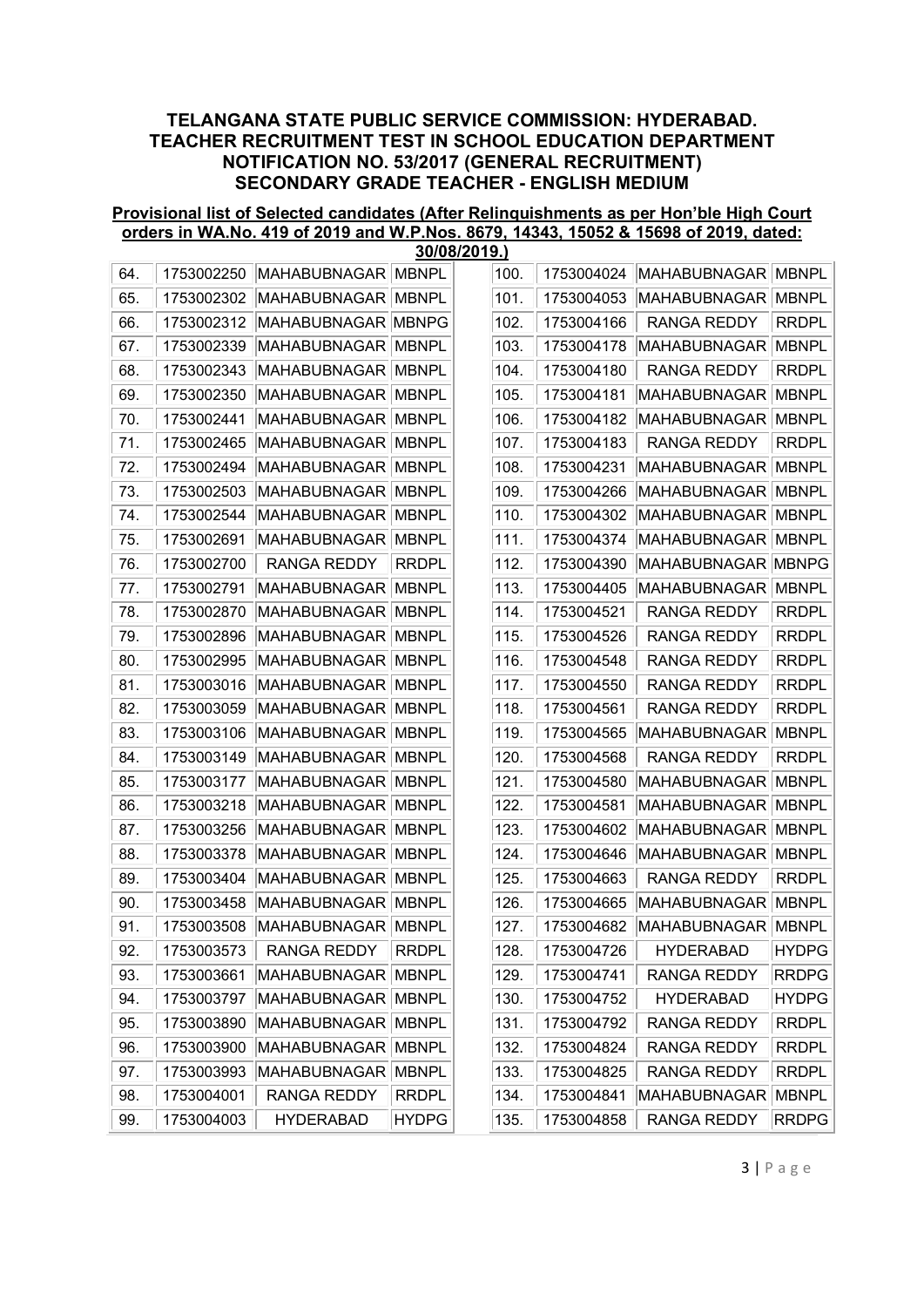## TELANGANA STATE PUBLIC SERVICE COMMISSION: HYDERABAD.
## TEACHER RECRUITMENT TEST IN SCHOOL EDUCATION DEPARTMENT
## NOTIFICATION NO. 53/2017 (GENERAL RECRUITMENT)
## SECONDARY GRADE TEACHER - ENGLISH MEDIUM

**Provisional list of Selected candidates (After Relinquishments as per Hon'ble High Court orders in WA.No. 419 of 2019 and W.P.Nos. 8679, 14343, 15052 & 15698 of 2019, dated: 30/08/2019.)**

| | | | |
|---|---|---|---|
| 64. | 1753002250 | MAHABUBNAGAR | MBNPL |
| 65. | 1753002302 | MAHABUBNAGAR | MBNPL |
| 66. | 1753002312 | MAHABUBNAGAR | MBNPG |
| 67. | 1753002339 | MAHABUBNAGAR | MBNPL |
| 68. | 1753002343 | MAHABUBNAGAR | MBNPL |
| 69. | 1753002350 | MAHABUBNAGAR | MBNPL |
| 70. | 1753002441 | MAHABUBNAGAR | MBNPL |
| 71. | 1753002465 | MAHABUBNAGAR | MBNPL |
| 72. | 1753002494 | MAHABUBNAGAR | MBNPL |
| 73. | 1753002503 | MAHABUBNAGAR | MBNPL |
| 74. | 1753002544 | MAHABUBNAGAR | MBNPL |
| 75. | 1753002691 | MAHABUBNAGAR | MBNPL |
| 76. | 1753002700 | RANGA REDDY | RRDPL |
| 77. | 1753002791 | MAHABUBNAGAR | MBNPL |
| 78. | 1753002870 | MAHABUBNAGAR | MBNPL |
| 79. | 1753002896 | MAHABUBNAGAR | MBNPL |
| 80. | 1753002995 | MAHABUBNAGAR | MBNPL |
| 81. | 1753003016 | MAHABUBNAGAR | MBNPL |
| 82. | 1753003059 | MAHABUBNAGAR | MBNPL |
| 83. | 1753003106 | MAHABUBNAGAR | MBNPL |
| 84. | 1753003149 | MAHABUBNAGAR | MBNPL |
| 85. | 1753003177 | MAHABUBNAGAR | MBNPL |
| 86. | 1753003218 | MAHABUBNAGAR | MBNPL |
| 87. | 1753003256 | MAHABUBNAGAR | MBNPL |
| 88. | 1753003378 | MAHABUBNAGAR | MBNPL |
| 89. | 1753003404 | MAHABUBNAGAR | MBNPL |
| 90. | 1753003458 | MAHABUBNAGAR | MBNPL |
| 91. | 1753003508 | MAHABUBNAGAR | MBNPL |
| 92. | 1753003573 | RANGA REDDY | RRDPL |
| 93. | 1753003661 | MAHABUBNAGAR | MBNPL |
| 94. | 1753003797 | MAHABUBNAGAR | MBNPL |
| 95. | 1753003890 | MAHABUBNAGAR | MBNPL |
| 96. | 1753003900 | MAHABUBNAGAR | MBNPL |
| 97. | 1753003993 | MAHABUBNAGAR | MBNPL |
| 98. | 1753004001 | RANGA REDDY | RRDPL |
| 99. | 1753004003 | HYDERABAD | HYDPG |
| 100. | 1753004024 | MAHABUBNAGAR | MBNPL |
| 101. | 1753004053 | MAHABUBNAGAR | MBNPL |
| 102. | 1753004166 | RANGA REDDY | RRDPL |
| 103. | 1753004178 | MAHABUBNAGAR | MBNPL |
| 104. | 1753004180 | RANGA REDDY | RRDPL |
| 105. | 1753004181 | MAHABUBNAGAR | MBNPL |
| 106. | 1753004182 | MAHABUBNAGAR | MBNPL |
| 107. | 1753004183 | RANGA REDDY | RRDPL |
| 108. | 1753004231 | MAHABUBNAGAR | MBNPL |
| 109. | 1753004266 | MAHABUBNAGAR | MBNPL |
| 110. | 1753004302 | MAHABUBNAGAR | MBNPL |
| 111. | 1753004374 | MAHABUBNAGAR | MBNPL |
| 112. | 1753004390 | MAHABUBNAGAR | MBNPG |
| 113. | 1753004405 | MAHABUBNAGAR | MBNPL |
| 114. | 1753004521 | RANGA REDDY | RRDPL |
| 115. | 1753004526 | RANGA REDDY | RRDPL |
| 116. | 1753004548 | RANGA REDDY | RRDPL |
| 117. | 1753004550 | RANGA REDDY | RRDPL |
| 118. | 1753004561 | RANGA REDDY | RRDPL |
| 119. | 1753004565 | MAHABUBNAGAR | MBNPL |
| 120. | 1753004568 | RANGA REDDY | RRDPL |
| 121. | 1753004580 | MAHABUBNAGAR | MBNPL |
| 122. | 1753004581 | MAHABUBNAGAR | MBNPL |
| 123. | 1753004602 | MAHABUBNAGAR | MBNPL |
| 124. | 1753004646 | MAHABUBNAGAR | MBNPL |
| 125. | 1753004663 | RANGA REDDY | RRDPL |
| 126. | 1753004665 | MAHABUBNAGAR | MBNPL |
| 127. | 1753004682 | MAHABUBNAGAR | MBNPL |
| 128. | 1753004726 | HYDERABAD | HYDPG |
| 129. | 1753004741 | RANGA REDDY | RRDPG |
| 130. | 1753004752 | HYDERABAD | HYDPG |
| 131. | 1753004792 | RANGA REDDY | RRDPL |
| 132. | 1753004824 | RANGA REDDY | RRDPL |
| 133. | 1753004825 | RANGA REDDY | RRDPL |
| 134. | 1753004841 | MAHABUBNAGAR | MBNPL |
| 135. | 1753004858 | RANGA REDDY | RRDPG |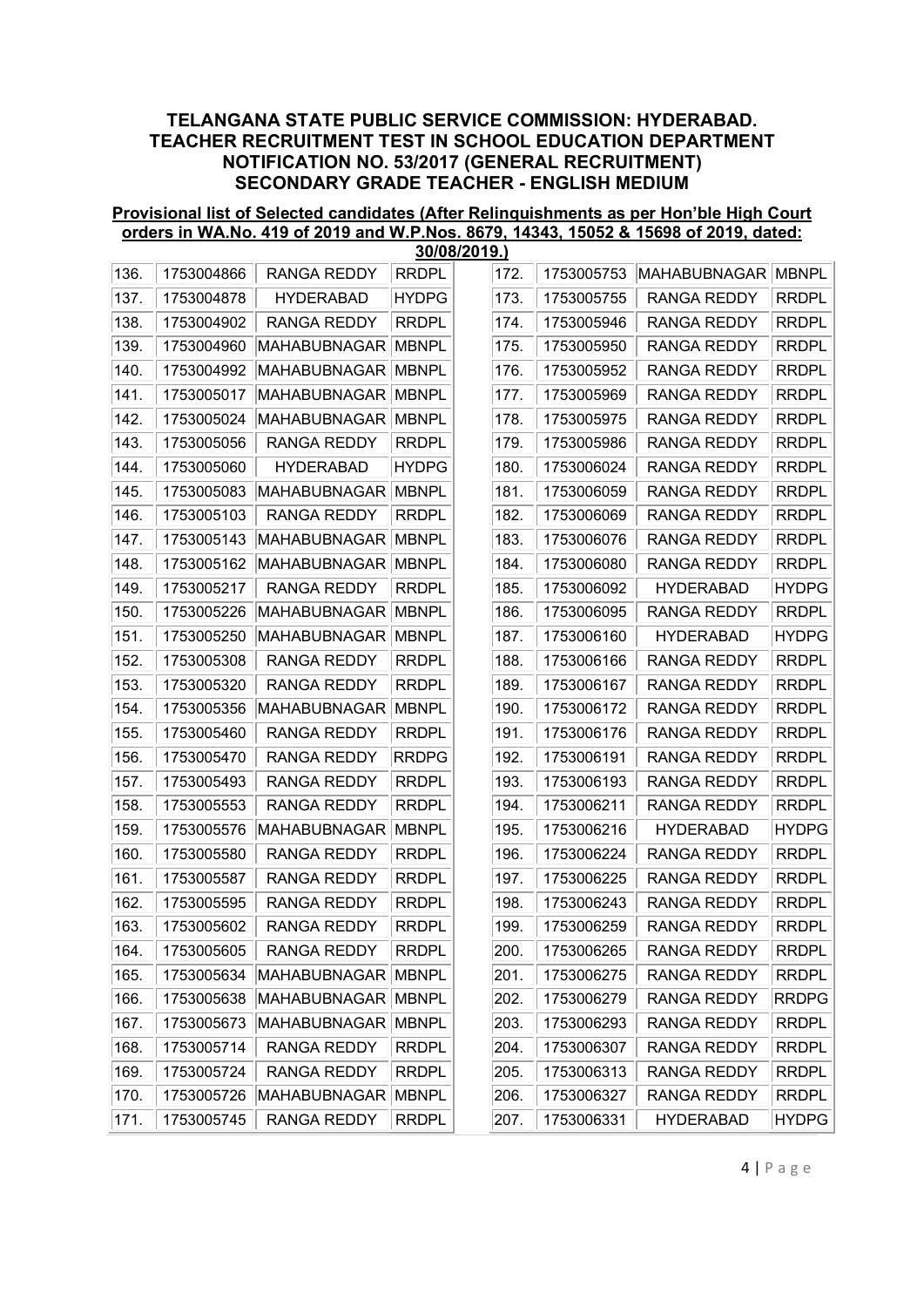**TELANGANA STATE PUBLIC SERVICE COMMISSION: HYDERABAD.**
**TEACHER RECRUITMENT TEST IN SCHOOL EDUCATION DEPARTMENT**
**NOTIFICATION NO. 53/2017 (GENERAL RECRUITMENT)**
**SECONDARY GRADE TEACHER - ENGLISH MEDIUM**

**Provisional list of Selected candidates (After Relinquishments as per Hon'ble High Court orders in WA.No. 419 of 2019 and W.P.Nos. 8679, 14343, 15052 & 15698 of 2019, dated: 30/08/2019.)**

| | | | |
|---|---|---|---|
| 136. | 1753004866 | RANGA REDDY | RRDPL |
| 137. | 1753004878 | HYDERABAD | HYDPG |
| 138. | 1753004902 | RANGA REDDY | RRDPL |
| 139. | 1753004960 | MAHABUBNAGAR | MBNPL |
| 140. | 1753004992 | MAHABUBNAGAR | MBNPL |
| 141. | 1753005017 | MAHABUBNAGAR | MBNPL |
| 142. | 1753005024 | MAHABUBNAGAR | MBNPL |
| 143. | 1753005056 | RANGA REDDY | RRDPL |
| 144. | 1753005060 | HYDERABAD | HYDPG |
| 145. | 1753005083 | MAHABUBNAGAR | MBNPL |
| 146. | 1753005103 | RANGA REDDY | RRDPL |
| 147. | 1753005143 | MAHABUBNAGAR | MBNPL |
| 148. | 1753005162 | MAHABUBNAGAR | MBNPL |
| 149. | 1753005217 | RANGA REDDY | RRDPL |
| 150. | 1753005226 | MAHABUBNAGAR | MBNPL |
| 151. | 1753005250 | MAHABUBNAGAR | MBNPL |
| 152. | 1753005308 | RANGA REDDY | RRDPL |
| 153. | 1753005320 | RANGA REDDY | RRDPL |
| 154. | 1753005356 | MAHABUBNAGAR | MBNPL |
| 155. | 1753005460 | RANGA REDDY | RRDPL |
| 156. | 1753005470 | RANGA REDDY | RRDPG |
| 157. | 1753005493 | RANGA REDDY | RRDPL |
| 158. | 1753005553 | RANGA REDDY | RRDPL |
| 159. | 1753005576 | MAHABUBNAGAR | MBNPL |
| 160. | 1753005580 | RANGA REDDY | RRDPL |
| 161. | 1753005587 | RANGA REDDY | RRDPL |
| 162. | 1753005595 | RANGA REDDY | RRDPL |
| 163. | 1753005602 | RANGA REDDY | RRDPL |
| 164. | 1753005605 | RANGA REDDY | RRDPL |
| 165. | 1753005634 | MAHABUBNAGAR | MBNPL |
| 166. | 1753005638 | MAHABUBNAGAR | MBNPL |
| 167. | 1753005673 | MAHABUBNAGAR | MBNPL |
| 168. | 1753005714 | RANGA REDDY | RRDPL |
| 169. | 1753005724 | RANGA REDDY | RRDPL |
| 170. | 1753005726 | MAHABUBNAGAR | MBNPL |
| 171. | 1753005745 | RANGA REDDY | RRDPL |
| 172. | 1753005753 | MAHABUBNAGAR | MBNPL |
| 173. | 1753005755 | RANGA REDDY | RRDPL |
| 174. | 1753005946 | RANGA REDDY | RRDPL |
| 175. | 1753005950 | RANGA REDDY | RRDPL |
| 176. | 1753005952 | RANGA REDDY | RRDPL |
| 177. | 1753005969 | RANGA REDDY | RRDPL |
| 178. | 1753005975 | RANGA REDDY | RRDPL |
| 179. | 1753005986 | RANGA REDDY | RRDPL |
| 180. | 1753006024 | RANGA REDDY | RRDPL |
| 181. | 1753006059 | RANGA REDDY | RRDPL |
| 182. | 1753006069 | RANGA REDDY | RRDPL |
| 183. | 1753006076 | RANGA REDDY | RRDPL |
| 184. | 1753006080 | RANGA REDDY | RRDPL |
| 185. | 1753006092 | HYDERABAD | HYDPG |
| 186. | 1753006095 | RANGA REDDY | RRDPL |
| 187. | 1753006160 | HYDERABAD | HYDPG |
| 188. | 1753006166 | RANGA REDDY | RRDPL |
| 189. | 1753006167 | RANGA REDDY | RRDPL |
| 190. | 1753006172 | RANGA REDDY | RRDPL |
| 191. | 1753006176 | RANGA REDDY | RRDPL |
| 192. | 1753006191 | RANGA REDDY | RRDPL |
| 193. | 1753006193 | RANGA REDDY | RRDPL |
| 194. | 1753006211 | RANGA REDDY | RRDPL |
| 195. | 1753006216 | HYDERABAD | HYDPG |
| 196. | 1753006224 | RANGA REDDY | RRDPL |
| 197. | 1753006225 | RANGA REDDY | RRDPL |
| 198. | 1753006243 | RANGA REDDY | RRDPL |
| 199. | 1753006259 | RANGA REDDY | RRDPL |
| 200. | 1753006265 | RANGA REDDY | RRDPL |
| 201. | 1753006275 | RANGA REDDY | RRDPL |
| 202. | 1753006279 | RANGA REDDY | RRDPG |
| 203. | 1753006293 | RANGA REDDY | RRDPL |
| 204. | 1753006307 | RANGA REDDY | RRDPL |
| 205. | 1753006313 | RANGA REDDY | RRDPL |
| 206. | 1753006327 | RANGA REDDY | RRDPL |
| 207. | 1753006331 | HYDERABAD | HYDPG |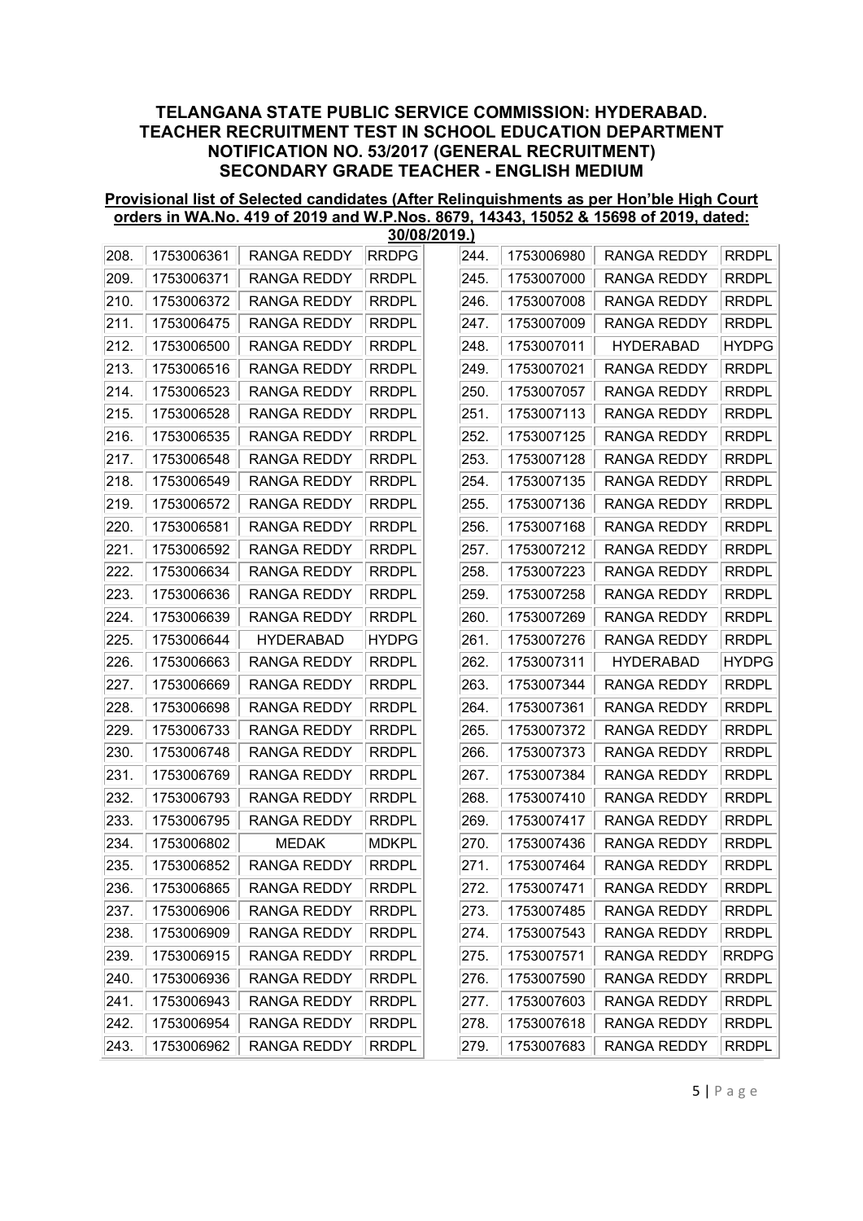# TELANGANA STATE PUBLIC SERVICE COMMISSION: HYDERABAD.
## TEACHER RECRUITMENT TEST IN SCHOOL EDUCATION DEPARTMENT
## NOTIFICATION NO. 53/2017 (GENERAL RECRUITMENT)
## SECONDARY GRADE TEACHER - ENGLISH MEDIUM

**Provisional list of Selected candidates (After Relinquishments as per Hon'ble High Court orders in WA.No. 419 of 2019 and W.P.Nos. 8679, 14343, 15052 & 15698 of 2019, dated: 30/08/2019.)**

| | | | |
|---|---|---|---|
| 208. | 1753006361 | RANGA REDDY | RRDPG |
| 209. | 1753006371 | RANGA REDDY | RRDPL |
| 210. | 1753006372 | RANGA REDDY | RRDPL |
| 211. | 1753006475 | RANGA REDDY | RRDPL |
| 212. | 1753006500 | RANGA REDDY | RRDPL |
| 213. | 1753006516 | RANGA REDDY | RRDPL |
| 214. | 1753006523 | RANGA REDDY | RRDPL |
| 215. | 1753006528 | RANGA REDDY | RRDPL |
| 216. | 1753006535 | RANGA REDDY | RRDPL |
| 217. | 1753006548 | RANGA REDDY | RRDPL |
| 218. | 1753006549 | RANGA REDDY | RRDPL |
| 219. | 1753006572 | RANGA REDDY | RRDPL |
| 220. | 1753006581 | RANGA REDDY | RRDPL |
| 221. | 1753006592 | RANGA REDDY | RRDPL |
| 222. | 1753006634 | RANGA REDDY | RRDPL |
| 223. | 1753006636 | RANGA REDDY | RRDPL |
| 224. | 1753006639 | RANGA REDDY | RRDPL |
| 225. | 1753006644 | HYDERABAD | HYDPG |
| 226. | 1753006663 | RANGA REDDY | RRDPL |
| 227. | 1753006669 | RANGA REDDY | RRDPL |
| 228. | 1753006698 | RANGA REDDY | RRDPL |
| 229. | 1753006733 | RANGA REDDY | RRDPL |
| 230. | 1753006748 | RANGA REDDY | RRDPL |
| 231. | 1753006769 | RANGA REDDY | RRDPL |
| 232. | 1753006793 | RANGA REDDY | RRDPL |
| 233. | 1753006795 | RANGA REDDY | RRDPL |
| 234. | 1753006802 | MEDAK | MDKPL |
| 235. | 1753006852 | RANGA REDDY | RRDPL |
| 236. | 1753006865 | RANGA REDDY | RRDPL |
| 237. | 1753006906 | RANGA REDDY | RRDPL |
| 238. | 1753006909 | RANGA REDDY | RRDPL |
| 239. | 1753006915 | RANGA REDDY | RRDPL |
| 240. | 1753006936 | RANGA REDDY | RRDPL |
| 241. | 1753006943 | RANGA REDDY | RRDPL |
| 242. | 1753006954 | RANGA REDDY | RRDPL |
| 243. | 1753006962 | RANGA REDDY | RRDPL |
| 244. | 1753006980 | RANGA REDDY | RRDPL |
| 245. | 1753007000 | RANGA REDDY | RRDPL |
| 246. | 1753007008 | RANGA REDDY | RRDPL |
| 247. | 1753007009 | RANGA REDDY | RRDPL |
| 248. | 1753007011 | HYDERABAD | HYDPG |
| 249. | 1753007021 | RANGA REDDY | RRDPL |
| 250. | 1753007057 | RANGA REDDY | RRDPL |
| 251. | 1753007113 | RANGA REDDY | RRDPL |
| 252. | 1753007125 | RANGA REDDY | RRDPL |
| 253. | 1753007128 | RANGA REDDY | RRDPL |
| 254. | 1753007135 | RANGA REDDY | RRDPL |
| 255. | 1753007136 | RANGA REDDY | RRDPL |
| 256. | 1753007168 | RANGA REDDY | RRDPL |
| 257. | 1753007212 | RANGA REDDY | RRDPL |
| 258. | 1753007223 | RANGA REDDY | RRDPL |
| 259. | 1753007258 | RANGA REDDY | RRDPL |
| 260. | 1753007269 | RANGA REDDY | RRDPL |
| 261. | 1753007276 | RANGA REDDY | RRDPL |
| 262. | 1753007311 | HYDERABAD | HYDPG |
| 263. | 1753007344 | RANGA REDDY | RRDPL |
| 264. | 1753007361 | RANGA REDDY | RRDPL |
| 265. | 1753007372 | RANGA REDDY | RRDPL |
| 266. | 1753007373 | RANGA REDDY | RRDPL |
| 267. | 1753007384 | RANGA REDDY | RRDPL |
| 268. | 1753007410 | RANGA REDDY | RRDPL |
| 269. | 1753007417 | RANGA REDDY | RRDPL |
| 270. | 1753007436 | RANGA REDDY | RRDPL |
| 271. | 1753007464 | RANGA REDDY | RRDPL |
| 272. | 1753007471 | RANGA REDDY | RRDPL |
| 273. | 1753007485 | RANGA REDDY | RRDPL |
| 274. | 1753007543 | RANGA REDDY | RRDPL |
| 275. | 1753007571 | RANGA REDDY | RRDPG |
| 276. | 1753007590 | RANGA REDDY | RRDPL |
| 277. | 1753007603 | RANGA REDDY | RRDPL |
| 278. | 1753007618 | RANGA REDDY | RRDPL |
| 279. | 1753007683 | RANGA REDDY | RRDPL |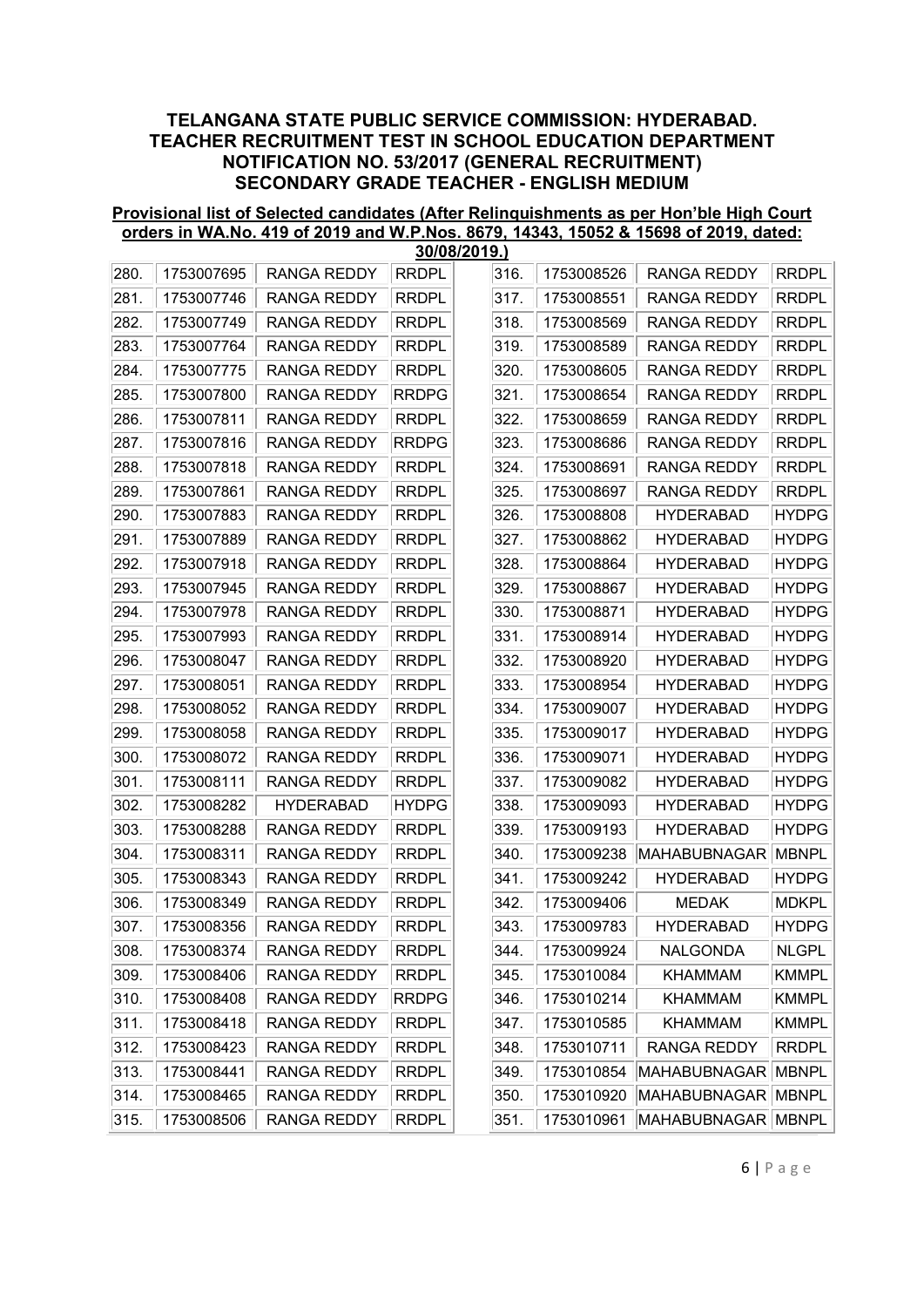**TELANGANA STATE PUBLIC SERVICE COMMISSION: HYDERABAD.**
**TEACHER RECRUITMENT TEST IN SCHOOL EDUCATION DEPARTMENT**
**NOTIFICATION NO. 53/2017 (GENERAL RECRUITMENT)**
**SECONDARY GRADE TEACHER - ENGLISH MEDIUM**

**Provisional list of Selected candidates (After Relinquishments as per Hon'ble High Court orders in WA.No. 419 of 2019 and W.P.Nos. 8679, 14343, 15052 & 15698 of 2019, dated: 30/08/2019.)**

| | | | |
|---|---|---|---|
| 280. | 1753007695 | RANGA REDDY | RRDPL |
| 281. | 1753007746 | RANGA REDDY | RRDPL |
| 282. | 1753007749 | RANGA REDDY | RRDPL |
| 283. | 1753007764 | RANGA REDDY | RRDPL |
| 284. | 1753007775 | RANGA REDDY | RRDPL |
| 285. | 1753007800 | RANGA REDDY | RRDPG |
| 286. | 1753007811 | RANGA REDDY | RRDPL |
| 287. | 1753007816 | RANGA REDDY | RRDPG |
| 288. | 1753007818 | RANGA REDDY | RRDPL |
| 289. | 1753007861 | RANGA REDDY | RRDPL |
| 290. | 1753007883 | RANGA REDDY | RRDPL |
| 291. | 1753007889 | RANGA REDDY | RRDPL |
| 292. | 1753007918 | RANGA REDDY | RRDPL |
| 293. | 1753007945 | RANGA REDDY | RRDPL |
| 294. | 1753007978 | RANGA REDDY | RRDPL |
| 295. | 1753007993 | RANGA REDDY | RRDPL |
| 296. | 1753008047 | RANGA REDDY | RRDPL |
| 297. | 1753008051 | RANGA REDDY | RRDPL |
| 298. | 1753008052 | RANGA REDDY | RRDPL |
| 299. | 1753008058 | RANGA REDDY | RRDPL |
| 300. | 1753008072 | RANGA REDDY | RRDPL |
| 301. | 1753008111 | RANGA REDDY | RRDPL |
| 302. | 1753008282 | HYDERABAD | HYDPG |
| 303. | 1753008288 | RANGA REDDY | RRDPL |
| 304. | 1753008311 | RANGA REDDY | RRDPL |
| 305. | 1753008343 | RANGA REDDY | RRDPL |
| 306. | 1753008349 | RANGA REDDY | RRDPL |
| 307. | 1753008356 | RANGA REDDY | RRDPL |
| 308. | 1753008374 | RANGA REDDY | RRDPL |
| 309. | 1753008406 | RANGA REDDY | RRDPL |
| 310. | 1753008408 | RANGA REDDY | RRDPG |
| 311. | 1753008418 | RANGA REDDY | RRDPL |
| 312. | 1753008423 | RANGA REDDY | RRDPL |
| 313. | 1753008441 | RANGA REDDY | RRDPL |
| 314. | 1753008465 | RANGA REDDY | RRDPL |
| 315. | 1753008506 | RANGA REDDY | RRDPL |
| 316. | 1753008526 | RANGA REDDY | RRDPL |
| 317. | 1753008551 | RANGA REDDY | RRDPL |
| 318. | 1753008569 | RANGA REDDY | RRDPL |
| 319. | 1753008589 | RANGA REDDY | RRDPL |
| 320. | 1753008605 | RANGA REDDY | RRDPL |
| 321. | 1753008654 | RANGA REDDY | RRDPL |
| 322. | 1753008659 | RANGA REDDY | RRDPL |
| 323. | 1753008686 | RANGA REDDY | RRDPL |
| 324. | 1753008691 | RANGA REDDY | RRDPL |
| 325. | 1753008697 | RANGA REDDY | RRDPL |
| 326. | 1753008808 | HYDERABAD | HYDPG |
| 327. | 1753008862 | HYDERABAD | HYDPG |
| 328. | 1753008864 | HYDERABAD | HYDPG |
| 329. | 1753008867 | HYDERABAD | HYDPG |
| 330. | 1753008871 | HYDERABAD | HYDPG |
| 331. | 1753008914 | HYDERABAD | HYDPG |
| 332. | 1753008920 | HYDERABAD | HYDPG |
| 333. | 1753008954 | HYDERABAD | HYDPG |
| 334. | 1753009007 | HYDERABAD | HYDPG |
| 335. | 1753009017 | HYDERABAD | HYDPG |
| 336. | 1753009071 | HYDERABAD | HYDPG |
| 337. | 1753009082 | HYDERABAD | HYDPG |
| 338. | 1753009093 | HYDERABAD | HYDPG |
| 339. | 1753009193 | HYDERABAD | HYDPG |
| 340. | 1753009238 | MAHABUBNAGAR | MBNPL |
| 341. | 1753009242 | HYDERABAD | HYDPG |
| 342. | 1753009406 | MEDAK | MDKPL |
| 343. | 1753009783 | HYDERABAD | HYDPG |
| 344. | 1753009924 | NALGONDA | NLGPL |
| 345. | 1753010084 | KHAMMAM | KMMPL |
| 346. | 1753010214 | KHAMMAM | KMMPL |
| 347. | 1753010585 | KHAMMAM | KMMPL |
| 348. | 1753010711 | RANGA REDDY | RRDPL |
| 349. | 1753010854 | MAHABUBNAGAR | MBNPL |
| 350. | 1753010920 | MAHABUBNAGAR | MBNPL |
| 351. | 1753010961 | MAHABUBNAGAR | MBNPL |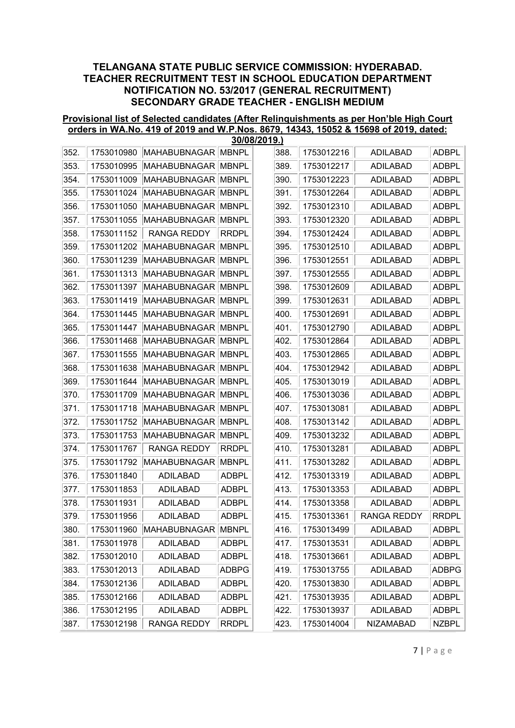## TELANGANA STATE PUBLIC SERVICE COMMISSION: HYDERABAD.
## TEACHER RECRUITMENT TEST IN SCHOOL EDUCATION DEPARTMENT
## NOTIFICATION NO. 53/2017 (GENERAL RECRUITMENT)
## SECONDARY GRADE TEACHER - ENGLISH MEDIUM

**Provisional list of Selected candidates (After Relinquishments as per Hon'ble High Court orders in WA.No. 419 of 2019 and W.P.Nos. 8679, 14343, 15052 & 15698 of 2019, dated: 30/08/2019.)**

| | | | |
|---|---|---|---|
| 352. | 1753010980 | MAHABUBNAGAR | MBNPL |
| 353. | 1753010995 | MAHABUBNAGAR | MBNPL |
| 354. | 1753011009 | MAHABUBNAGAR | MBNPL |
| 355. | 1753011024 | MAHABUBNAGAR | MBNPL |
| 356. | 1753011050 | MAHABUBNAGAR | MBNPL |
| 357. | 1753011055 | MAHABUBNAGAR | MBNPL |
| 358. | 1753011152 | RANGA REDDY | RRDPL |
| 359. | 1753011202 | MAHABUBNAGAR | MBNPL |
| 360. | 1753011239 | MAHABUBNAGAR | MBNPL |
| 361. | 1753011313 | MAHABUBNAGAR | MBNPL |
| 362. | 1753011397 | MAHABUBNAGAR | MBNPL |
| 363. | 1753011419 | MAHABUBNAGAR | MBNPL |
| 364. | 1753011445 | MAHABUBNAGAR | MBNPL |
| 365. | 1753011447 | MAHABUBNAGAR | MBNPL |
| 366. | 1753011468 | MAHABUBNAGAR | MBNPL |
| 367. | 1753011555 | MAHABUBNAGAR | MBNPL |
| 368. | 1753011638 | MAHABUBNAGAR | MBNPL |
| 369. | 1753011644 | MAHABUBNAGAR | MBNPL |
| 370. | 1753011709 | MAHABUBNAGAR | MBNPL |
| 371. | 1753011718 | MAHABUBNAGAR | MBNPL |
| 372. | 1753011752 | MAHABUBNAGAR | MBNPL |
| 373. | 1753011753 | MAHABUBNAGAR | MBNPL |
| 374. | 1753011767 | RANGA REDDY | RRDPL |
| 375. | 1753011792 | MAHABUBNAGAR | MBNPL |
| 376. | 1753011840 | ADILABAD | ADBPL |
| 377. | 1753011853 | ADILABAD | ADBPL |
| 378. | 1753011931 | ADILABAD | ADBPL |
| 379. | 1753011956 | ADILABAD | ADBPL |
| 380. | 1753011960 | MAHABUBNAGAR | MBNPL |
| 381. | 1753011978 | ADILABAD | ADBPL |
| 382. | 1753012010 | ADILABAD | ADBPL |
| 383. | 1753012013 | ADILABAD | ADBPG |
| 384. | 1753012136 | ADILABAD | ADBPL |
| 385. | 1753012166 | ADILABAD | ADBPL |
| 386. | 1753012195 | ADILABAD | ADBPL |
| 387. | 1753012198 | RANGA REDDY | RRDPL |
| 388. | 1753012216 | ADILABAD | ADBPL |
| 389. | 1753012217 | ADILABAD | ADBPL |
| 390. | 1753012223 | ADILABAD | ADBPL |
| 391. | 1753012264 | ADILABAD | ADBPL |
| 392. | 1753012310 | ADILABAD | ADBPL |
| 393. | 1753012320 | ADILABAD | ADBPL |
| 394. | 1753012424 | ADILABAD | ADBPL |
| 395. | 1753012510 | ADILABAD | ADBPL |
| 396. | 1753012551 | ADILABAD | ADBPL |
| 397. | 1753012555 | ADILABAD | ADBPL |
| 398. | 1753012609 | ADILABAD | ADBPL |
| 399. | 1753012631 | ADILABAD | ADBPL |
| 400. | 1753012691 | ADILABAD | ADBPL |
| 401. | 1753012790 | ADILABAD | ADBPL |
| 402. | 1753012864 | ADILABAD | ADBPL |
| 403. | 1753012865 | ADILABAD | ADBPL |
| 404. | 1753012942 | ADILABAD | ADBPL |
| 405. | 1753013019 | ADILABAD | ADBPL |
| 406. | 1753013036 | ADILABAD | ADBPL |
| 407. | 1753013081 | ADILABAD | ADBPL |
| 408. | 1753013142 | ADILABAD | ADBPL |
| 409. | 1753013232 | ADILABAD | ADBPL |
| 410. | 1753013281 | ADILABAD | ADBPL |
| 411. | 1753013282 | ADILABAD | ADBPL |
| 412. | 1753013319 | ADILABAD | ADBPL |
| 413. | 1753013353 | ADILABAD | ADBPL |
| 414. | 1753013358 | ADILABAD | ADBPL |
| 415. | 1753013361 | RANGA REDDY | RRDPL |
| 416. | 1753013499 | ADILABAD | ADBPL |
| 417. | 1753013531 | ADILABAD | ADBPL |
| 418. | 1753013661 | ADILABAD | ADBPL |
| 419. | 1753013755 | ADILABAD | ADBPG |
| 420. | 1753013830 | ADILABAD | ADBPL |
| 421. | 1753013935 | ADILABAD | ADBPL |
| 422. | 1753013937 | ADILABAD | ADBPL |
| 423. | 1753014004 | NIZAMABAD | NZBPL |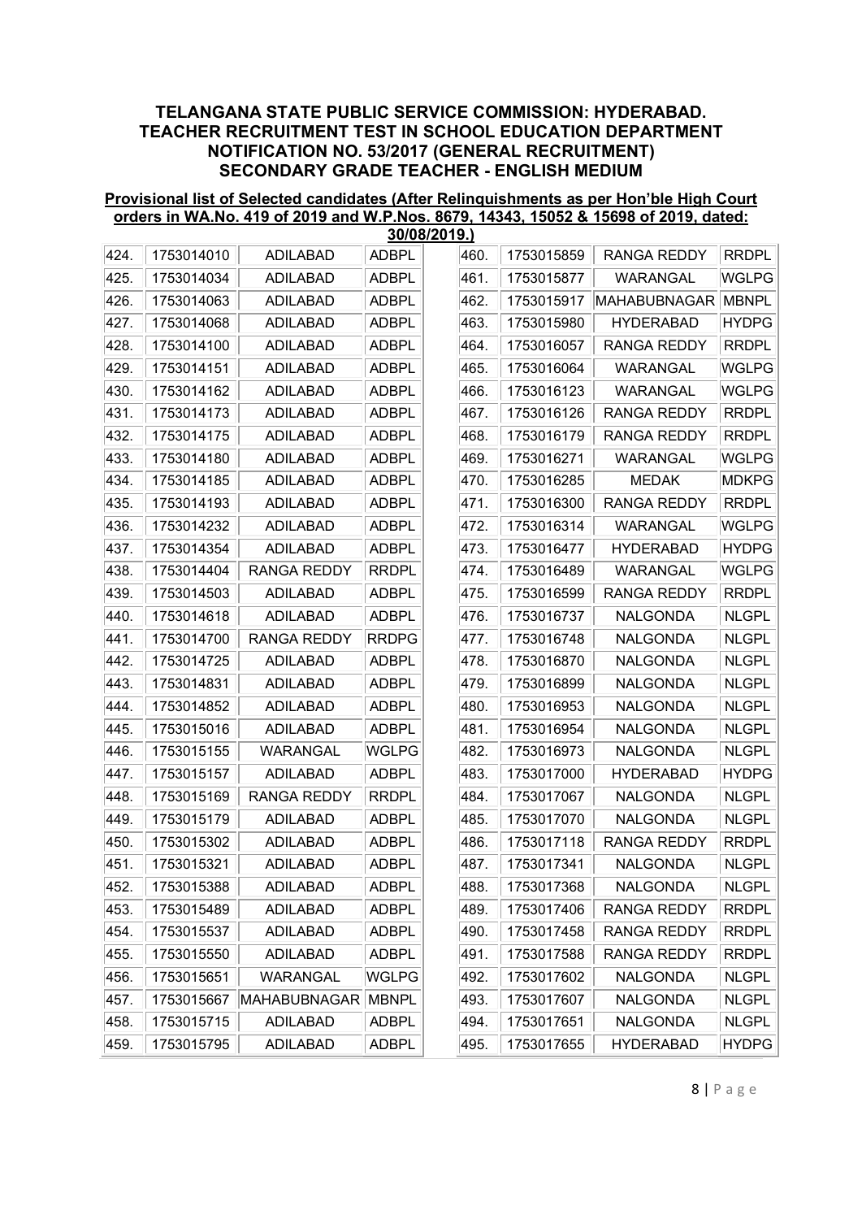## TELANGANA STATE PUBLIC SERVICE COMMISSION: HYDERABAD.
## TEACHER RECRUITMENT TEST IN SCHOOL EDUCATION DEPARTMENT
## NOTIFICATION NO. 53/2017 (GENERAL RECRUITMENT)
## SECONDARY GRADE TEACHER - ENGLISH MEDIUM

**Provisional list of Selected candidates (After Relinquishments as per Hon'ble High Court orders in WA.No. 419 of 2019 and W.P.Nos. 8679, 14343, 15052 & 15698 of 2019, dated: 30/08/2019.)**

| | | | |
|---|---|---|---|
| 424. | 1753014010 | ADILABAD | ADBPL |
| 425. | 1753014034 | ADILABAD | ADBPL |
| 426. | 1753014063 | ADILABAD | ADBPL |
| 427. | 1753014068 | ADILABAD | ADBPL |
| 428. | 1753014100 | ADILABAD | ADBPL |
| 429. | 1753014151 | ADILABAD | ADBPL |
| 430. | 1753014162 | ADILABAD | ADBPL |
| 431. | 1753014173 | ADILABAD | ADBPL |
| 432. | 1753014175 | ADILABAD | ADBPL |
| 433. | 1753014180 | ADILABAD | ADBPL |
| 434. | 1753014185 | ADILABAD | ADBPL |
| 435. | 1753014193 | ADILABAD | ADBPL |
| 436. | 1753014232 | ADILABAD | ADBPL |
| 437. | 1753014354 | ADILABAD | ADBPL |
| 438. | 1753014404 | RANGA REDDY | RRDPL |
| 439. | 1753014503 | ADILABAD | ADBPL |
| 440. | 1753014618 | ADILABAD | ADBPL |
| 441. | 1753014700 | RANGA REDDY | RRDPG |
| 442. | 1753014725 | ADILABAD | ADBPL |
| 443. | 1753014831 | ADILABAD | ADBPL |
| 444. | 1753014852 | ADILABAD | ADBPL |
| 445. | 1753015016 | ADILABAD | ADBPL |
| 446. | 1753015155 | WARANGAL | WGLPG |
| 447. | 1753015157 | ADILABAD | ADBPL |
| 448. | 1753015169 | RANGA REDDY | RRDPL |
| 449. | 1753015179 | ADILABAD | ADBPL |
| 450. | 1753015302 | ADILABAD | ADBPL |
| 451. | 1753015321 | ADILABAD | ADBPL |
| 452. | 1753015388 | ADILABAD | ADBPL |
| 453. | 1753015489 | ADILABAD | ADBPL |
| 454. | 1753015537 | ADILABAD | ADBPL |
| 455. | 1753015550 | ADILABAD | ADBPL |
| 456. | 1753015651 | WARANGAL | WGLPG |
| 457. | 1753015667 | MAHABUBNAGAR | MBNPL |
| 458. | 1753015715 | ADILABAD | ADBPL |
| 459. | 1753015795 | ADILABAD | ADBPL |
| 460. | 1753015859 | RANGA REDDY | RRDPL |
| 461. | 1753015877 | WARANGAL | WGLPG |
| 462. | 1753015917 | MAHABUBNAGAR | MBNPL |
| 463. | 1753015980 | HYDERABAD | HYDPG |
| 464. | 1753016057 | RANGA REDDY | RRDPL |
| 465. | 1753016064 | WARANGAL | WGLPG |
| 466. | 1753016123 | WARANGAL | WGLPG |
| 467. | 1753016126 | RANGA REDDY | RRDPL |
| 468. | 1753016179 | RANGA REDDY | RRDPL |
| 469. | 1753016271 | WARANGAL | WGLPG |
| 470. | 1753016285 | MEDAK | MDKPG |
| 471. | 1753016300 | RANGA REDDY | RRDPL |
| 472. | 1753016314 | WARANGAL | WGLPG |
| 473. | 1753016477 | HYDERABAD | HYDPG |
| 474. | 1753016489 | WARANGAL | WGLPG |
| 475. | 1753016599 | RANGA REDDY | RRDPL |
| 476. | 1753016737 | NALGONDA | NLGPL |
| 477. | 1753016748 | NALGONDA | NLGPL |
| 478. | 1753016870 | NALGONDA | NLGPL |
| 479. | 1753016899 | NALGONDA | NLGPL |
| 480. | 1753016953 | NALGONDA | NLGPL |
| 481. | 1753016954 | NALGONDA | NLGPL |
| 482. | 1753016973 | NALGONDA | NLGPL |
| 483. | 1753017000 | HYDERABAD | HYDPG |
| 484. | 1753017067 | NALGONDA | NLGPL |
| 485. | 1753017070 | NALGONDA | NLGPL |
| 486. | 1753017118 | RANGA REDDY | RRDPL |
| 487. | 1753017341 | NALGONDA | NLGPL |
| 488. | 1753017368 | NALGONDA | NLGPL |
| 489. | 1753017406 | RANGA REDDY | RRDPL |
| 490. | 1753017458 | RANGA REDDY | RRDPL |
| 491. | 1753017588 | RANGA REDDY | RRDPL |
| 492. | 1753017602 | NALGONDA | NLGPL |
| 493. | 1753017607 | NALGONDA | NLGPL |
| 494. | 1753017651 | NALGONDA | NLGPL |
| 495. | 1753017655 | HYDERABAD | HYDPG |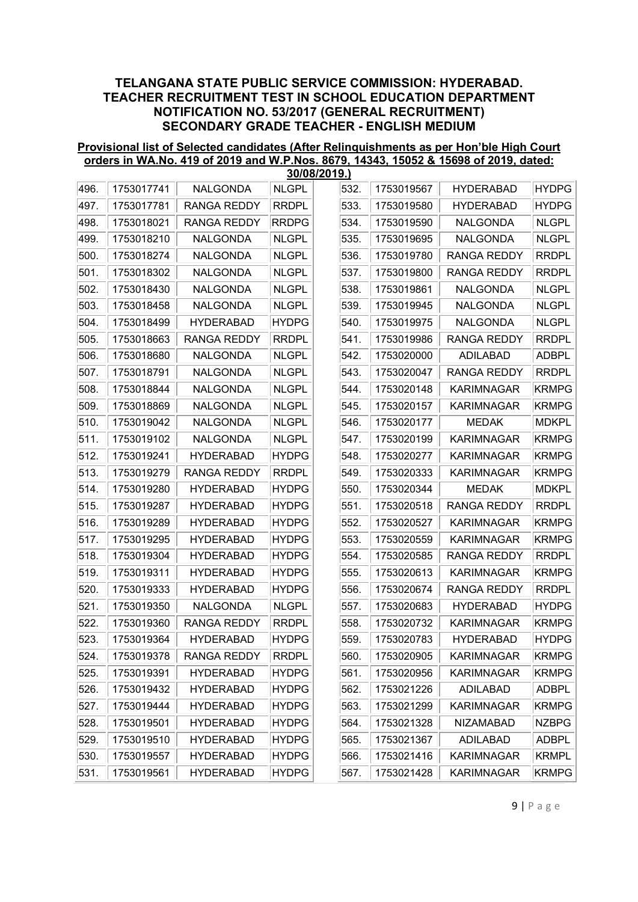## TELANGANA STATE PUBLIC SERVICE COMMISSION: HYDERABAD.
## TEACHER RECRUITMENT TEST IN SCHOOL EDUCATION DEPARTMENT
## NOTIFICATION NO. 53/2017 (GENERAL RECRUITMENT)
## SECONDARY GRADE TEACHER - ENGLISH MEDIUM

**Provisional list of Selected candidates (After Relinquishments as per Hon'ble High Court orders in WA.No. 419 of 2019 and W.P.Nos. 8679, 14343, 15052 & 15698 of 2019, dated: 30/08/2019.)**

| | | | |
|---|---|---|---|
| 496. | 1753017741 | NALGONDA | NLGPL |
| 497. | 1753017781 | RANGA REDDY | RRDPL |
| 498. | 1753018021 | RANGA REDDY | RRDPG |
| 499. | 1753018210 | NALGONDA | NLGPL |
| 500. | 1753018274 | NALGONDA | NLGPL |
| 501. | 1753018302 | NALGONDA | NLGPL |
| 502. | 1753018430 | NALGONDA | NLGPL |
| 503. | 1753018458 | NALGONDA | NLGPL |
| 504. | 1753018499 | HYDERABAD | HYDPG |
| 505. | 1753018663 | RANGA REDDY | RRDPL |
| 506. | 1753018680 | NALGONDA | NLGPL |
| 507. | 1753018791 | NALGONDA | NLGPL |
| 508. | 1753018844 | NALGONDA | NLGPL |
| 509. | 1753018869 | NALGONDA | NLGPL |
| 510. | 1753019042 | NALGONDA | NLGPL |
| 511. | 1753019102 | NALGONDA | NLGPL |
| 512. | 1753019241 | HYDERABAD | HYDPG |
| 513. | 1753019279 | RANGA REDDY | RRDPL |
| 514. | 1753019280 | HYDERABAD | HYDPG |
| 515. | 1753019287 | HYDERABAD | HYDPG |
| 516. | 1753019289 | HYDERABAD | HYDPG |
| 517. | 1753019295 | HYDERABAD | HYDPG |
| 518. | 1753019304 | HYDERABAD | HYDPG |
| 519. | 1753019311 | HYDERABAD | HYDPG |
| 520. | 1753019333 | HYDERABAD | HYDPG |
| 521. | 1753019350 | NALGONDA | NLGPL |
| 522. | 1753019360 | RANGA REDDY | RRDPL |
| 523. | 1753019364 | HYDERABAD | HYDPG |
| 524. | 1753019378 | RANGA REDDY | RRDPL |
| 525. | 1753019391 | HYDERABAD | HYDPG |
| 526. | 1753019432 | HYDERABAD | HYDPG |
| 527. | 1753019444 | HYDERABAD | HYDPG |
| 528. | 1753019501 | HYDERABAD | HYDPG |
| 529. | 1753019510 | HYDERABAD | HYDPG |
| 530. | 1753019557 | HYDERABAD | HYDPG |
| 531. | 1753019561 | HYDERABAD | HYDPG |
| 532. | 1753019567 | HYDERABAD | HYDPG |
| 533. | 1753019580 | HYDERABAD | HYDPG |
| 534. | 1753019590 | NALGONDA | NLGPL |
| 535. | 1753019695 | NALGONDA | NLGPL |
| 536. | 1753019780 | RANGA REDDY | RRDPL |
| 537. | 1753019800 | RANGA REDDY | RRDPL |
| 538. | 1753019861 | NALGONDA | NLGPL |
| 539. | 1753019945 | NALGONDA | NLGPL |
| 540. | 1753019975 | NALGONDA | NLGPL |
| 541. | 1753019986 | RANGA REDDY | RRDPL |
| 542. | 1753020000 | ADILABAD | ADBPL |
| 543. | 1753020047 | RANGA REDDY | RRDPL |
| 544. | 1753020148 | KARIMNAGAR | KRMPG |
| 545. | 1753020157 | KARIMNAGAR | KRMPG |
| 546. | 1753020177 | MEDAK | MDKPL |
| 547. | 1753020199 | KARIMNAGAR | KRMPG |
| 548. | 1753020277 | KARIMNAGAR | KRMPG |
| 549. | 1753020333 | KARIMNAGAR | KRMPG |
| 550. | 1753020344 | MEDAK | MDKPL |
| 551. | 1753020518 | RANGA REDDY | RRDPL |
| 552. | 1753020527 | KARIMNAGAR | KRMPG |
| 553. | 1753020559 | KARIMNAGAR | KRMPG |
| 554. | 1753020585 | RANGA REDDY | RRDPL |
| 555. | 1753020613 | KARIMNAGAR | KRMPG |
| 556. | 1753020674 | RANGA REDDY | RRDPL |
| 557. | 1753020683 | HYDERABAD | HYDPG |
| 558. | 1753020732 | KARIMNAGAR | KRMPG |
| 559. | 1753020783 | HYDERABAD | HYDPG |
| 560. | 1753020905 | KARIMNAGAR | KRMPG |
| 561. | 1753020956 | KARIMNAGAR | KRMPG |
| 562. | 1753021226 | ADILABAD | ADBPL |
| 563. | 1753021299 | KARIMNAGAR | KRMPG |
| 564. | 1753021328 | NIZAMABAD | NZBPG |
| 565. | 1753021367 | ADILABAD | ADBPL |
| 566. | 1753021416 | KARIMNAGAR | KRMPL |
| 567. | 1753021428 | KARIMNAGAR | KRMPG |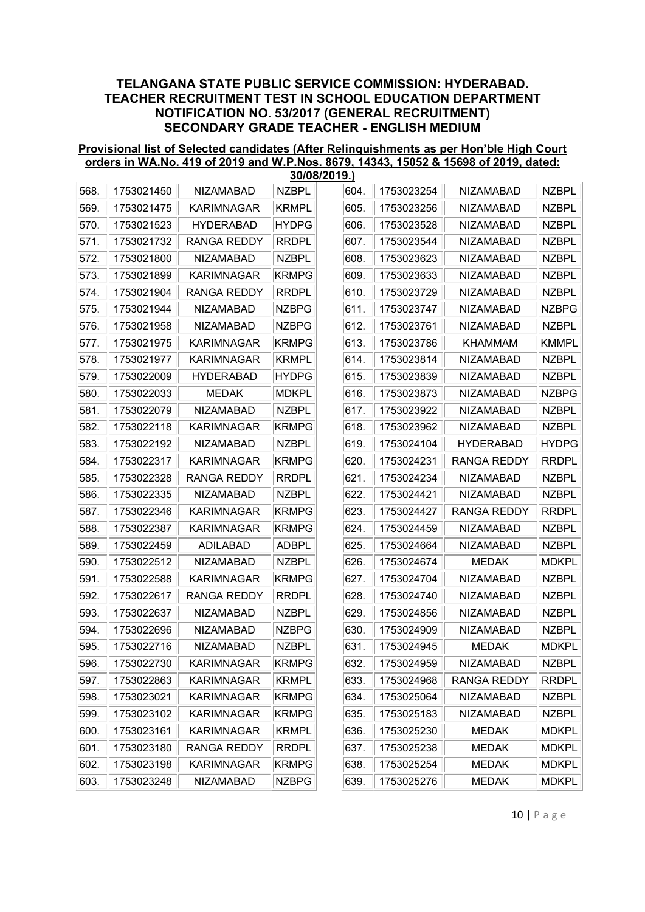**TELANGANA STATE PUBLIC SERVICE COMMISSION: HYDERABAD.**
**TEACHER RECRUITMENT TEST IN SCHOOL EDUCATION DEPARTMENT**
**NOTIFICATION NO. 53/2017 (GENERAL RECRUITMENT)**
**SECONDARY GRADE TEACHER - ENGLISH MEDIUM**

**Provisional list of Selected candidates (After Relinquishments as per Hon'ble High Court orders in WA.No. 419 of 2019 and W.P.Nos. 8679, 14343, 15052 & 15698 of 2019, dated: 30/08/2019.)**

| | | | |
|---|---|---|---|
| 568. | 1753021450 | NIZAMABAD | NZBPL |
| 569. | 1753021475 | KARIMNAGAR | KRMPL |
| 570. | 1753021523 | HYDERABAD | HYDPG |
| 571. | 1753021732 | RANGA REDDY | RRDPL |
| 572. | 1753021800 | NIZAMABAD | NZBPL |
| 573. | 1753021899 | KARIMNAGAR | KRMPG |
| 574. | 1753021904 | RANGA REDDY | RRDPL |
| 575. | 1753021944 | NIZAMABAD | NZBPG |
| 576. | 1753021958 | NIZAMABAD | NZBPG |
| 577. | 1753021975 | KARIMNAGAR | KRMPG |
| 578. | 1753021977 | KARIMNAGAR | KRMPL |
| 579. | 1753022009 | HYDERABAD | HYDPG |
| 580. | 1753022033 | MEDAK | MDKPL |
| 581. | 1753022079 | NIZAMABAD | NZBPL |
| 582. | 1753022118 | KARIMNAGAR | KRMPG |
| 583. | 1753022192 | NIZAMABAD | NZBPL |
| 584. | 1753022317 | KARIMNAGAR | KRMPG |
| 585. | 1753022328 | RANGA REDDY | RRDPL |
| 586. | 1753022335 | NIZAMABAD | NZBPL |
| 587. | 1753022346 | KARIMNAGAR | KRMPG |
| 588. | 1753022387 | KARIMNAGAR | KRMPG |
| 589. | 1753022459 | ADILABAD | ADBPL |
| 590. | 1753022512 | NIZAMABAD | NZBPL |
| 591. | 1753022588 | KARIMNAGAR | KRMPG |
| 592. | 1753022617 | RANGA REDDY | RRDPL |
| 593. | 1753022637 | NIZAMABAD | NZBPL |
| 594. | 1753022696 | NIZAMABAD | NZBPG |
| 595. | 1753022716 | NIZAMABAD | NZBPL |
| 596. | 1753022730 | KARIMNAGAR | KRMPG |
| 597. | 1753022863 | KARIMNAGAR | KRMPL |
| 598. | 1753023021 | KARIMNAGAR | KRMPG |
| 599. | 1753023102 | KARIMNAGAR | KRMPG |
| 600. | 1753023161 | KARIMNAGAR | KRMPL |
| 601. | 1753023180 | RANGA REDDY | RRDPL |
| 602. | 1753023198 | KARIMNAGAR | KRMPG |
| 603. | 1753023248 | NIZAMABAD | NZBPG |
| 604. | 1753023254 | NIZAMABAD | NZBPL |
| 605. | 1753023256 | NIZAMABAD | NZBPL |
| 606. | 1753023528 | NIZAMABAD | NZBPL |
| 607. | 1753023544 | NIZAMABAD | NZBPL |
| 608. | 1753023623 | NIZAMABAD | NZBPL |
| 609. | 1753023633 | NIZAMABAD | NZBPL |
| 610. | 1753023729 | NIZAMABAD | NZBPL |
| 611. | 1753023747 | NIZAMABAD | NZBPG |
| 612. | 1753023761 | NIZAMABAD | NZBPL |
| 613. | 1753023786 | KHAMMAM | KMMPL |
| 614. | 1753023814 | NIZAMABAD | NZBPL |
| 615. | 1753023839 | NIZAMABAD | NZBPL |
| 616. | 1753023873 | NIZAMABAD | NZBPG |
| 617. | 1753023922 | NIZAMABAD | NZBPL |
| 618. | 1753023962 | NIZAMABAD | NZBPL |
| 619. | 1753024104 | HYDERABAD | HYDPG |
| 620. | 1753024231 | RANGA REDDY | RRDPL |
| 621. | 1753024234 | NIZAMABAD | NZBPL |
| 622. | 1753024421 | NIZAMABAD | NZBPL |
| 623. | 1753024427 | RANGA REDDY | RRDPL |
| 624. | 1753024459 | NIZAMABAD | NZBPL |
| 625. | 1753024664 | NIZAMABAD | NZBPL |
| 626. | 1753024674 | MEDAK | MDKPL |
| 627. | 1753024704 | NIZAMABAD | NZBPL |
| 628. | 1753024740 | NIZAMABAD | NZBPL |
| 629. | 1753024856 | NIZAMABAD | NZBPL |
| 630. | 1753024909 | NIZAMABAD | NZBPL |
| 631. | 1753024945 | MEDAK | MDKPL |
| 632. | 1753024959 | NIZAMABAD | NZBPL |
| 633. | 1753024968 | RANGA REDDY | RRDPL |
| 634. | 1753025064 | NIZAMABAD | NZBPL |
| 635. | 1753025183 | NIZAMABAD | NZBPL |
| 636. | 1753025230 | MEDAK | MDKPL |
| 637. | 1753025238 | MEDAK | MDKPL |
| 638. | 1753025254 | MEDAK | MDKPL |
| 639. | 1753025276 | MEDAK | MDKPL |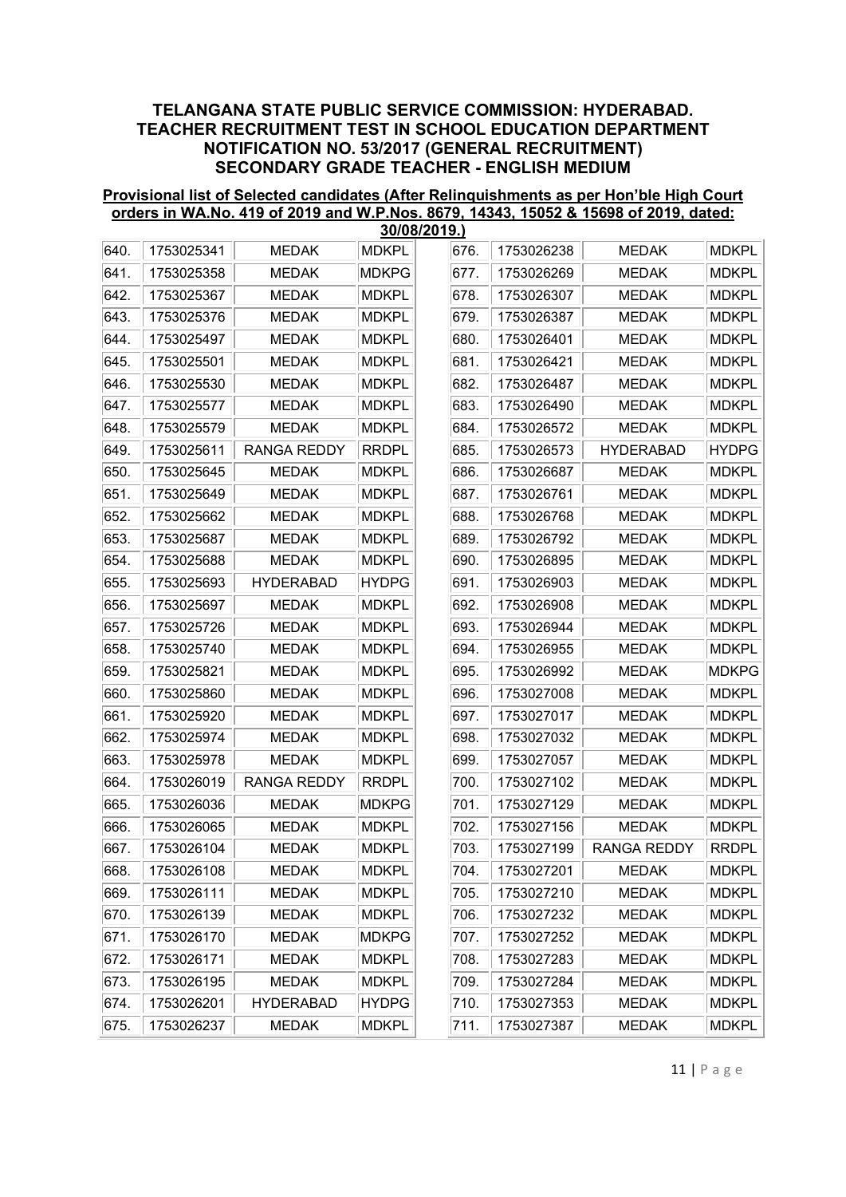# TELANGANA STATE PUBLIC SERVICE COMMISSION: HYDERABAD.
## TEACHER RECRUITMENT TEST IN SCHOOL EDUCATION DEPARTMENT
## NOTIFICATION NO. 53/2017 (GENERAL RECRUITMENT)
## SECONDARY GRADE TEACHER - ENGLISH MEDIUM

**Provisional list of Selected candidates (After Relinquishments as per Hon'ble High Court orders in WA.No. 419 of 2019 and W.P.Nos. 8679, 14343, 15052 & 15698 of 2019, dated: 30/08/2019.)**

| | | | |
|---|---|---|---|
| 640. | 1753025341 | MEDAK | MDKPL |
| 641. | 1753025358 | MEDAK | MDKPG |
| 642. | 1753025367 | MEDAK | MDKPL |
| 643. | 1753025376 | MEDAK | MDKPL |
| 644. | 1753025497 | MEDAK | MDKPL |
| 645. | 1753025501 | MEDAK | MDKPL |
| 646. | 1753025530 | MEDAK | MDKPL |
| 647. | 1753025577 | MEDAK | MDKPL |
| 648. | 1753025579 | MEDAK | MDKPL |
| 649. | 1753025611 | RANGA REDDY | RRDPL |
| 650. | 1753025645 | MEDAK | MDKPL |
| 651. | 1753025649 | MEDAK | MDKPL |
| 652. | 1753025662 | MEDAK | MDKPL |
| 653. | 1753025687 | MEDAK | MDKPL |
| 654. | 1753025688 | MEDAK | MDKPL |
| 655. | 1753025693 | HYDERABAD | HYDPG |
| 656. | 1753025697 | MEDAK | MDKPL |
| 657. | 1753025726 | MEDAK | MDKPL |
| 658. | 1753025740 | MEDAK | MDKPL |
| 659. | 1753025821 | MEDAK | MDKPL |
| 660. | 1753025860 | MEDAK | MDKPL |
| 661. | 1753025920 | MEDAK | MDKPL |
| 662. | 1753025974 | MEDAK | MDKPL |
| 663. | 1753025978 | MEDAK | MDKPL |
| 664. | 1753026019 | RANGA REDDY | RRDPL |
| 665. | 1753026036 | MEDAK | MDKPG |
| 666. | 1753026065 | MEDAK | MDKPL |
| 667. | 1753026104 | MEDAK | MDKPL |
| 668. | 1753026108 | MEDAK | MDKPL |
| 669. | 1753026111 | MEDAK | MDKPL |
| 670. | 1753026139 | MEDAK | MDKPL |
| 671. | 1753026170 | MEDAK | MDKPG |
| 672. | 1753026171 | MEDAK | MDKPL |
| 673. | 1753026195 | MEDAK | MDKPL |
| 674. | 1753026201 | HYDERABAD | HYDPG |
| 675. | 1753026237 | MEDAK | MDKPL |
| 676. | 1753026238 | MEDAK | MDKPL |
| 677. | 1753026269 | MEDAK | MDKPL |
| 678. | 1753026307 | MEDAK | MDKPL |
| 679. | 1753026387 | MEDAK | MDKPL |
| 680. | 1753026401 | MEDAK | MDKPL |
| 681. | 1753026421 | MEDAK | MDKPL |
| 682. | 1753026487 | MEDAK | MDKPL |
| 683. | 1753026490 | MEDAK | MDKPL |
| 684. | 1753026572 | MEDAK | MDKPL |
| 685. | 1753026573 | HYDERABAD | HYDPG |
| 686. | 1753026687 | MEDAK | MDKPL |
| 687. | 1753026761 | MEDAK | MDKPL |
| 688. | 1753026768 | MEDAK | MDKPL |
| 689. | 1753026792 | MEDAK | MDKPL |
| 690. | 1753026895 | MEDAK | MDKPL |
| 691. | 1753026903 | MEDAK | MDKPL |
| 692. | 1753026908 | MEDAK | MDKPL |
| 693. | 1753026944 | MEDAK | MDKPL |
| 694. | 1753026955 | MEDAK | MDKPL |
| 695. | 1753026992 | MEDAK | MDKPG |
| 696. | 1753027008 | MEDAK | MDKPL |
| 697. | 1753027017 | MEDAK | MDKPL |
| 698. | 1753027032 | MEDAK | MDKPL |
| 699. | 1753027057 | MEDAK | MDKPL |
| 700. | 1753027102 | MEDAK | MDKPL |
| 701. | 1753027129 | MEDAK | MDKPL |
| 702. | 1753027156 | MEDAK | MDKPL |
| 703. | 1753027199 | RANGA REDDY | RRDPL |
| 704. | 1753027201 | MEDAK | MDKPL |
| 705. | 1753027210 | MEDAK | MDKPL |
| 706. | 1753027232 | MEDAK | MDKPL |
| 707. | 1753027252 | MEDAK | MDKPL |
| 708. | 1753027283 | MEDAK | MDKPL |
| 709. | 1753027284 | MEDAK | MDKPL |
| 710. | 1753027353 | MEDAK | MDKPL |
| 711. | 1753027387 | MEDAK | MDKPL |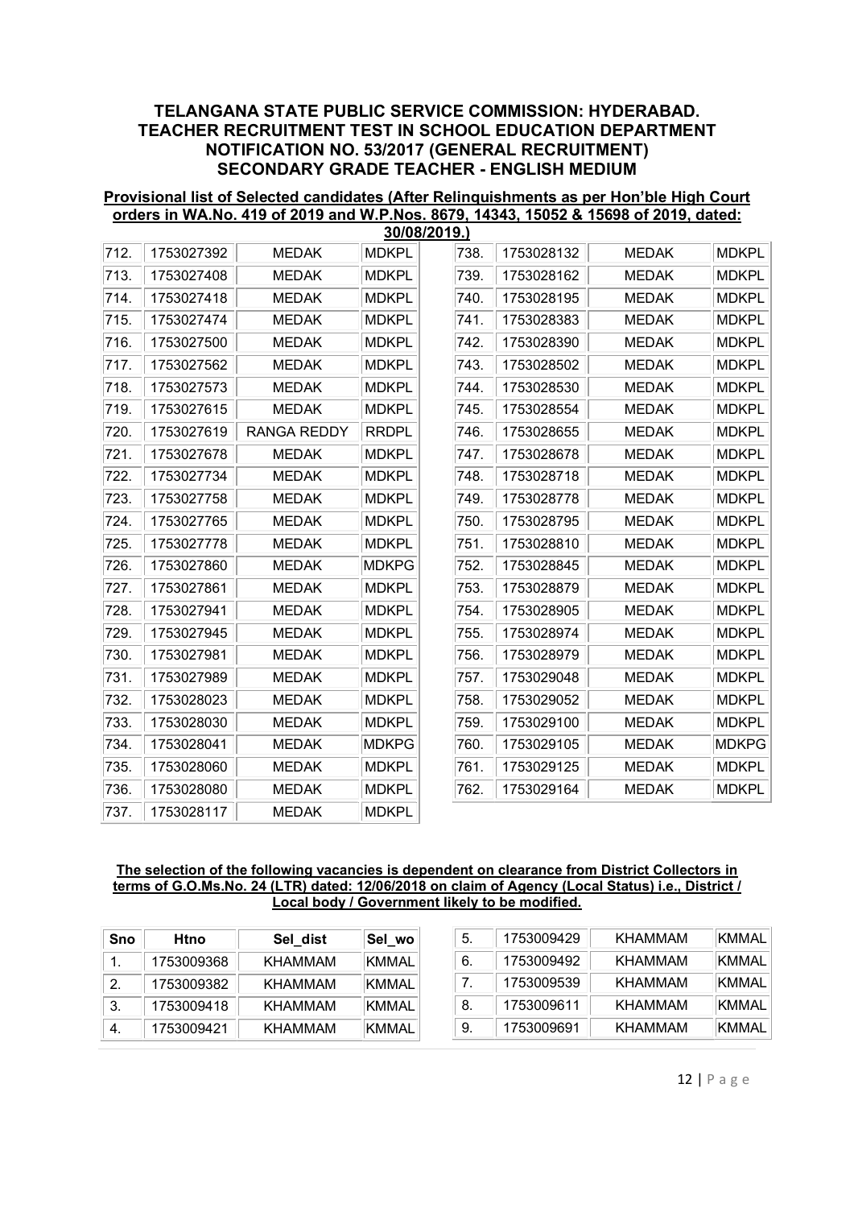## TELANGANA STATE PUBLIC SERVICE COMMISSION: HYDERABAD.
## TEACHER RECRUITMENT TEST IN SCHOOL EDUCATION DEPARTMENT
## NOTIFICATION NO. 53/2017 (GENERAL RECRUITMENT)
## SECONDARY GRADE TEACHER - ENGLISH MEDIUM

**Provisional list of Selected candidates (After Relinquishments as per Hon'ble High Court orders in WA.No. 419 of 2019 and W.P.Nos. 8679, 14343, 15052 & 15698 of 2019, dated: 30/08/2019.)**

| | | | |
|---|---|---|---|
| 712. | 1753027392 | MEDAK | MDKPL |
| 713. | 1753027408 | MEDAK | MDKPL |
| 714. | 1753027418 | MEDAK | MDKPL |
| 715. | 1753027474 | MEDAK | MDKPL |
| 716. | 1753027500 | MEDAK | MDKPL |
| 717. | 1753027562 | MEDAK | MDKPL |
| 718. | 1753027573 | MEDAK | MDKPL |
| 719. | 1753027615 | MEDAK | MDKPL |
| 720. | 1753027619 | RANGA REDDY | RRDPL |
| 721. | 1753027678 | MEDAK | MDKPL |
| 722. | 1753027734 | MEDAK | MDKPL |
| 723. | 1753027758 | MEDAK | MDKPL |
| 724. | 1753027765 | MEDAK | MDKPL |
| 725. | 1753027778 | MEDAK | MDKPL |
| 726. | 1753027860 | MEDAK | MDKPG |
| 727. | 1753027861 | MEDAK | MDKPL |
| 728. | 1753027941 | MEDAK | MDKPL |
| 729. | 1753027945 | MEDAK | MDKPL |
| 730. | 1753027981 | MEDAK | MDKPL |
| 731. | 1753027989 | MEDAK | MDKPL |
| 732. | 1753028023 | MEDAK | MDKPL |
| 733. | 1753028030 | MEDAK | MDKPL |
| 734. | 1753028041 | MEDAK | MDKPG |
| 735. | 1753028060 | MEDAK | MDKPL |
| 736. | 1753028080 | MEDAK | MDKPL |
| 737. | 1753028117 | MEDAK | MDKPL |
| 738. | 1753028132 | MEDAK | MDKPL |
| 739. | 1753028162 | MEDAK | MDKPL |
| 740. | 1753028195 | MEDAK | MDKPL |
| 741. | 1753028383 | MEDAK | MDKPL |
| 742. | 1753028390 | MEDAK | MDKPL |
| 743. | 1753028502 | MEDAK | MDKPL |
| 744. | 1753028530 | MEDAK | MDKPL |
| 745. | 1753028554 | MEDAK | MDKPL |
| 746. | 1753028655 | MEDAK | MDKPL |
| 747. | 1753028678 | MEDAK | MDKPL |
| 748. | 1753028718 | MEDAK | MDKPL |
| 749. | 1753028778 | MEDAK | MDKPL |
| 750. | 1753028795 | MEDAK | MDKPL |
| 751. | 1753028810 | MEDAK | MDKPL |
| 752. | 1753028845 | MEDAK | MDKPL |
| 753. | 1753028879 | MEDAK | MDKPL |
| 754. | 1753028905 | MEDAK | MDKPL |
| 755. | 1753028974 | MEDAK | MDKPL |
| 756. | 1753028979 | MEDAK | MDKPL |
| 757. | 1753029048 | MEDAK | MDKPL |
| 758. | 1753029052 | MEDAK | MDKPL |
| 759. | 1753029100 | MEDAK | MDKPL |
| 760. | 1753029105 | MEDAK | MDKPG |
| 761. | 1753029125 | MEDAK | MDKPL |
| 762. | 1753029164 | MEDAK | MDKPL |

**The selection of the following vacancies is dependent on clearance from District Collectors in terms of G.O.Ms.No. 24 (LTR) dated: 12/06/2018 on claim of Agency (Local Status) i.e., District / Local body / Government likely to be modified.**

| Sno | Htno | Sel_dist | Sel_wo |
|---|---|---|---|
| 1. | 1753009368 | KHAMMAM | KMMAL |
| 2. | 1753009382 | KHAMMAM | KMMAL |
| 3. | 1753009418 | KHAMMAM | KMMAL |
| 4. | 1753009421 | KHAMMAM | KMMAL |
| 5. | 1753009429 | KHAMMAM | KMMAL |
| 6. | 1753009492 | KHAMMAM | KMMAL |
| 7. | 1753009539 | KHAMMAM | KMMAL |
| 8. | 1753009611 | KHAMMAM | KMMAL |
| 9. | 1753009691 | KHAMMAM | KMMAL |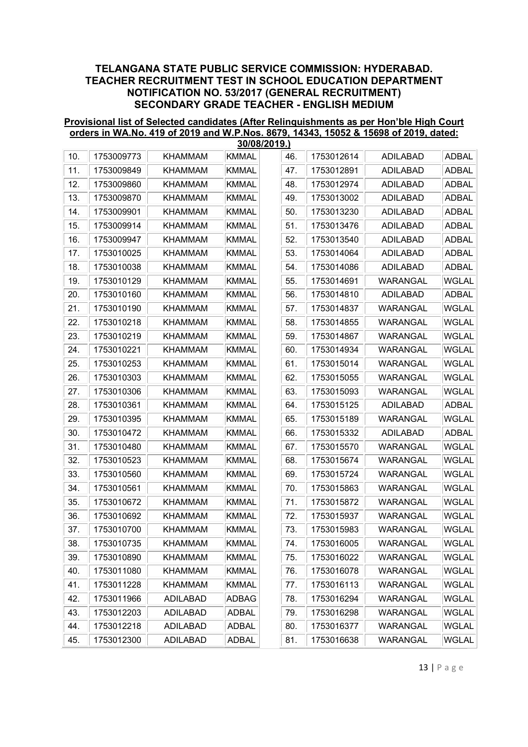## TELANGANA STATE PUBLIC SERVICE COMMISSION: HYDERABAD.
## TEACHER RECRUITMENT TEST IN SCHOOL EDUCATION DEPARTMENT
## NOTIFICATION NO. 53/2017 (GENERAL RECRUITMENT)
## SECONDARY GRADE TEACHER - ENGLISH MEDIUM

**Provisional list of Selected candidates (After Relinquishments as per Hon'ble High Court orders in WA.No. 419 of 2019 and W.P.Nos. 8679, 14343, 15052 & 15698 of 2019, dated: 30/08/2019.)**

| | | | |
|---|---|---|---|
| 10. | 1753009773 | KHAMMAM | KMMAL |
| 11. | 1753009849 | KHAMMAM | KMMAL |
| 12. | 1753009860 | KHAMMAM | KMMAL |
| 13. | 1753009870 | KHAMMAM | KMMAL |
| 14. | 1753009901 | KHAMMAM | KMMAL |
| 15. | 1753009914 | KHAMMAM | KMMAL |
| 16. | 1753009947 | KHAMMAM | KMMAL |
| 17. | 1753010025 | KHAMMAM | KMMAL |
| 18. | 1753010038 | KHAMMAM | KMMAL |
| 19. | 1753010129 | KHAMMAM | KMMAL |
| 20. | 1753010160 | KHAMMAM | KMMAL |
| 21. | 1753010190 | KHAMMAM | KMMAL |
| 22. | 1753010218 | KHAMMAM | KMMAL |
| 23. | 1753010219 | KHAMMAM | KMMAL |
| 24. | 1753010221 | KHAMMAM | KMMAL |
| 25. | 1753010253 | KHAMMAM | KMMAL |
| 26. | 1753010303 | KHAMMAM | KMMAL |
| 27. | 1753010306 | KHAMMAM | KMMAL |
| 28. | 1753010361 | KHAMMAM | KMMAL |
| 29. | 1753010395 | KHAMMAM | KMMAL |
| 30. | 1753010472 | KHAMMAM | KMMAL |
| 31. | 1753010480 | KHAMMAM | KMMAL |
| 32. | 1753010523 | KHAMMAM | KMMAL |
| 33. | 1753010560 | KHAMMAM | KMMAL |
| 34. | 1753010561 | KHAMMAM | KMMAL |
| 35. | 1753010672 | KHAMMAM | KMMAL |
| 36. | 1753010692 | KHAMMAM | KMMAL |
| 37. | 1753010700 | KHAMMAM | KMMAL |
| 38. | 1753010735 | KHAMMAM | KMMAL |
| 39. | 1753010890 | KHAMMAM | KMMAL |
| 40. | 1753011080 | KHAMMAM | KMMAL |
| 41. | 1753011228 | KHAMMAM | KMMAL |
| 42. | 1753011966 | ADILABAD | ADBAG |
| 43. | 1753012203 | ADILABAD | ADBAL |
| 44. | 1753012218 | ADILABAD | ADBAL |
| 45. | 1753012300 | ADILABAD | ADBAL |
| 46. | 1753012614 | ADILABAD | ADBAL |
| 47. | 1753012891 | ADILABAD | ADBAL |
| 48. | 1753012974 | ADILABAD | ADBAL |
| 49. | 1753013002 | ADILABAD | ADBAL |
| 50. | 1753013230 | ADILABAD | ADBAL |
| 51. | 1753013476 | ADILABAD | ADBAL |
| 52. | 1753013540 | ADILABAD | ADBAL |
| 53. | 1753014064 | ADILABAD | ADBAL |
| 54. | 1753014086 | ADILABAD | ADBAL |
| 55. | 1753014691 | WARANGAL | WGLAL |
| 56. | 1753014810 | ADILABAD | ADBAL |
| 57. | 1753014837 | WARANGAL | WGLAL |
| 58. | 1753014855 | WARANGAL | WGLAL |
| 59. | 1753014867 | WARANGAL | WGLAL |
| 60. | 1753014934 | WARANGAL | WGLAL |
| 61. | 1753015014 | WARANGAL | WGLAL |
| 62. | 1753015055 | WARANGAL | WGLAL |
| 63. | 1753015093 | WARANGAL | WGLAL |
| 64. | 1753015125 | ADILABAD | ADBAL |
| 65. | 1753015189 | WARANGAL | WGLAL |
| 66. | 1753015332 | ADILABAD | ADBAL |
| 67. | 1753015570 | WARANGAL | WGLAL |
| 68. | 1753015674 | WARANGAL | WGLAL |
| 69. | 1753015724 | WARANGAL | WGLAL |
| 70. | 1753015863 | WARANGAL | WGLAL |
| 71. | 1753015872 | WARANGAL | WGLAL |
| 72. | 1753015937 | WARANGAL | WGLAL |
| 73. | 1753015983 | WARANGAL | WGLAL |
| 74. | 1753016005 | WARANGAL | WGLAL |
| 75. | 1753016022 | WARANGAL | WGLAL |
| 76. | 1753016078 | WARANGAL | WGLAL |
| 77. | 1753016113 | WARANGAL | WGLAL |
| 78. | 1753016294 | WARANGAL | WGLAL |
| 79. | 1753016298 | WARANGAL | WGLAL |
| 80. | 1753016377 | WARANGAL | WGLAL |
| 81. | 1753016638 | WARANGAL | WGLAL |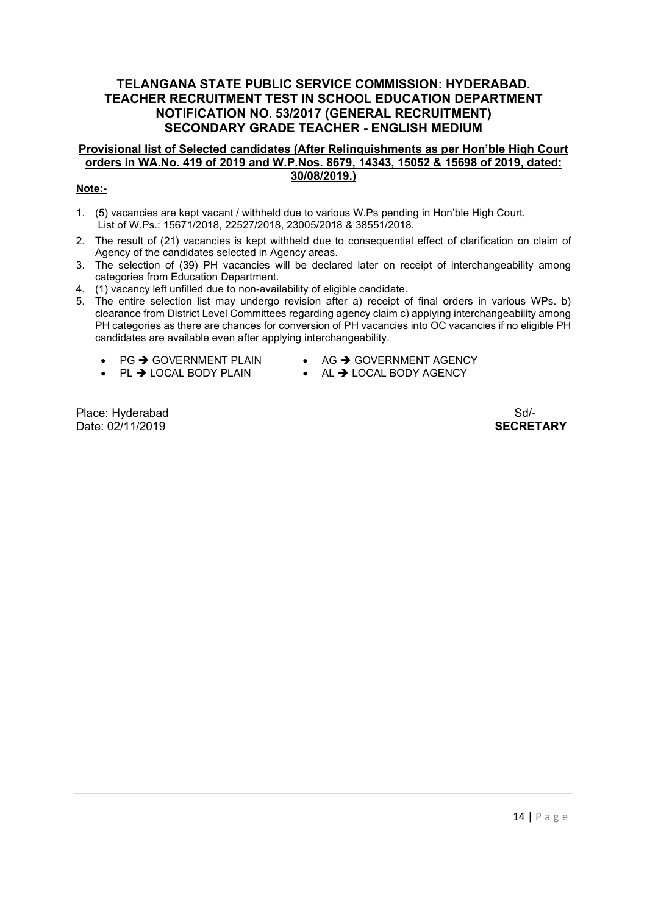## TELANGANA STATE PUBLIC SERVICE COMMISSION: HYDERABAD.
## TEACHER RECRUITMENT TEST IN SCHOOL EDUCATION DEPARTMENT
## NOTIFICATION NO. 53/2017 (GENERAL RECRUITMENT)
## SECONDARY GRADE TEACHER - ENGLISH MEDIUM

**Provisional list of Selected candidates (After Relinquishments as per Hon'ble High Court orders in WA.No. 419 of 2019 and W.P.Nos. 8679, 14343, 15052 & 15698 of 2019, dated: 30/08/2019.)**

**Note:-**

1. (5) vacancies are kept vacant / withheld due to various W.Ps pending in Hon'ble High Court. List of W.Ps.: 15671/2018, 22527/2018, 23005/2018 & 38551/2018.
2. The result of (21) vacancies is kept withheld due to consequential effect of clarification on claim of Agency of the candidates selected in Agency areas.
3. The selection of (39) PH vacancies will be declared later on receipt of interchangeability among categories from Education Department.
4. (1) vacancy left unfilled due to non-availability of eligible candidate.
5. The entire selection list may undergo revision after a) receipt of final orders in various WPs. b) clearance from District Level Committees regarding agency claim c) applying interchangeability among PH categories as there are chances for conversion of PH vacancies into OC vacancies if no eligible PH candidates are available even after applying interchangeability.

- PG ➔ GOVERNMENT PLAIN
- PL ➔ LOCAL BODY PLAIN
- AG ➔ GOVERNMENT AGENCY
- AL ➔ LOCAL BODY AGENCY

Place: Hyderabad
Date: 02/11/2019

Sd/-
**SECRETARY**